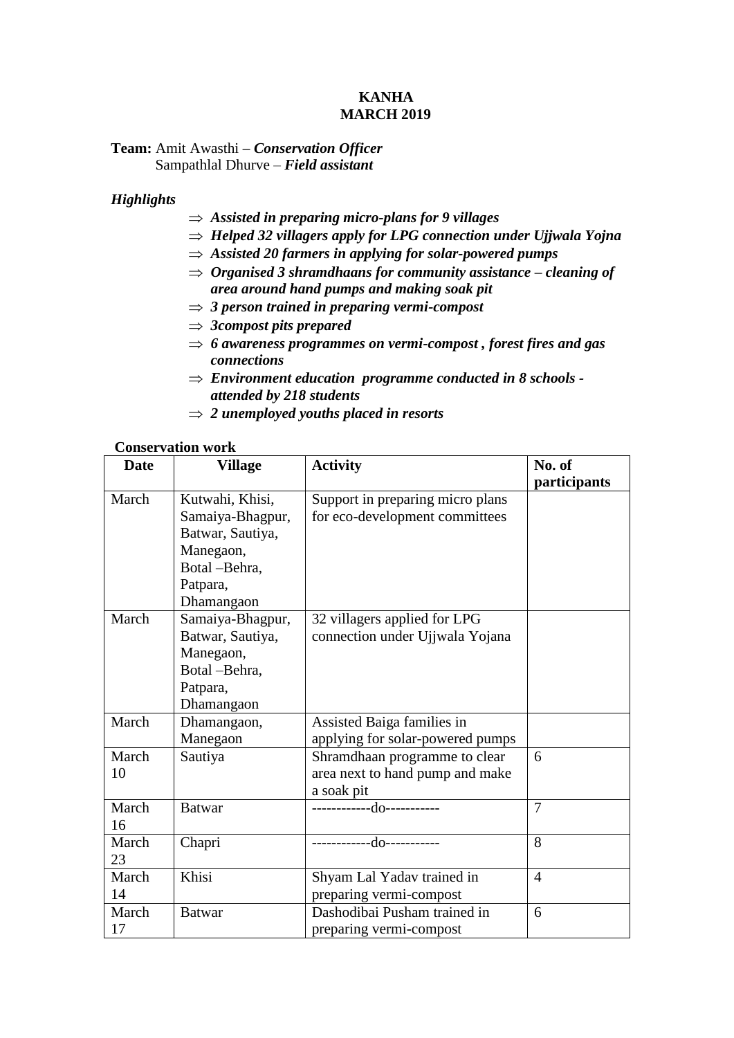**KANHA**
**MARCH 2019**

**Team:** Amit Awasthi – ***Conservation Officer***
Sampathlal Dhurve – ***Field assistant***

*Highlights*

- ⇒ ***Assisted in preparing micro-plans for 9 villages***
- ⇒ ***Helped 32 villagers apply for LPG connection under Ujjwala Yojna***
- ⇒ ***Assisted 20 farmers in applying for solar-powered pumps***
- ⇒ ***Organised 3 shramdhaans for community assistance – cleaning of area around hand pumps and making soak pit***
- ⇒ ***3 person trained in preparing vermi-compost***
- ⇒ ***3compost pits prepared***
- ⇒ ***6 awareness programmes on vermi-compost , forest fires and gas connections***
- ⇒ ***Environment education programme conducted in 8 schools - attended by 218 students***
- ⇒ ***2 unemployed youths placed in resorts***

**Conservation work**

| Date | Village | Activity | No. of participants |
|---|---|---|---|
| March | Kutwahi, Khisi, Samaiya-Bhagpur, Batwar, Sautiya, Manegaon, Botal –Behra, Patpara, Dhamangaon | Support in preparing micro plans for eco-development committees | |
| March | Samaiya-Bhagpur, Batwar, Sautiya, Manegaon, Botal –Behra, Patpara, Dhamangaon | 32 villagers applied for LPG connection under Ujjwala Yojana | |
| March | Dhamangaon, Manegaon | Assisted Baiga families in applying for solar-powered pumps | |
| March 10 | Sautiya | Shramdhaan programme to clear area next to hand pump and make a soak pit | 6 |
| March 16 | Batwar | ------------do----------- | 7 |
| March 23 | Chapri | ------------do----------- | 8 |
| March 14 | Khisi | Shyam Lal Yadav trained in preparing vermi-compost | 4 |
| March 17 | Batwar | Dashodibai Pusham trained in preparing vermi-compost | 6 |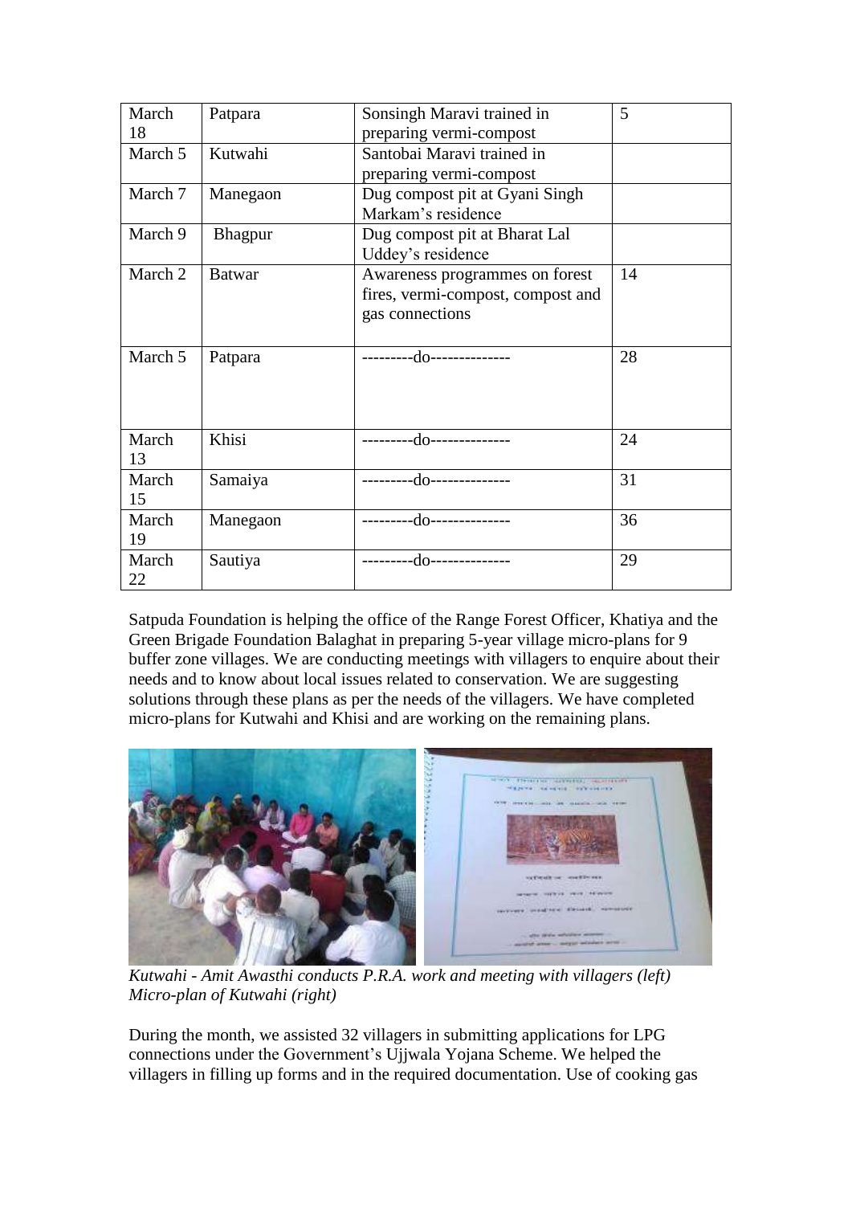| March 18 | Patpara | Sonsingh Maravi trained in preparing vermi-compost | 5 |
|---|---|---|---|
| March 5 | Kutwahi | Santobai Maravi trained in preparing vermi-compost | |
| March 7 | Manegaon | Dug compost pit at Gyani Singh Markam's residence | |
| March 9 | Bhagpur | Dug compost pit at Bharat Lal Uddey's residence | |
| March 2 | Batwar | Awareness programmes on forest fires, vermi-compost, compost and gas connections | 14 |
| March 5 | Patpara | ---------do-------------- | 28 |
| March 13 | Khisi | ---------do-------------- | 24 |
| March 15 | Samaiya | ---------do-------------- | 31 |
| March 19 | Manegaon | ---------do-------------- | 36 |
| March 22 | Sautiya | ---------do-------------- | 29 |

Satpuda Foundation is helping the office of the Range Forest Officer, Khatiya and the Green Brigade Foundation Balaghat in preparing 5-year village micro-plans for 9 buffer zone villages. We are conducting meetings with villagers to enquire about their needs and to know about local issues related to conservation. We are suggesting solutions through these plans as per the needs of the villagers. We have completed micro-plans for Kutwahi and Khisi and are working on the remaining plans.

*Kutwahi - Amit Awasthi conducts P.R.A. work and meeting with villagers (left)*
*Micro-plan of Kutwahi (right)*

During the month, we assisted 32 villagers in submitting applications for LPG connections under the Government's Ujjwala Yojana Scheme. We helped the villagers in filling up forms and in the required documentation. Use of cooking gas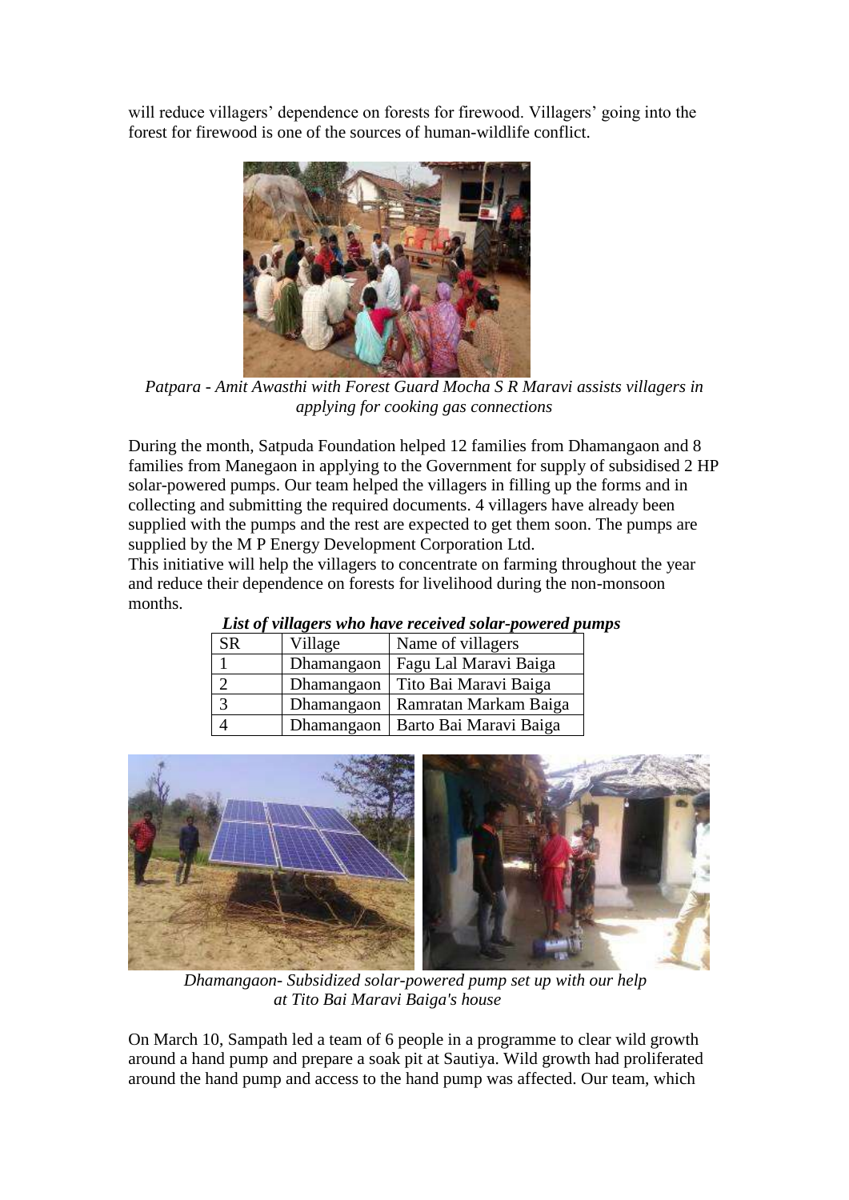will reduce villagers' dependence on forests for firewood. Villagers' going into the forest for firewood is one of the sources of human-wildlife conflict.

*Patpara - Amit Awasthi with Forest Guard Mocha S R Maravi assists villagers in applying for cooking gas connections*

During the month, Satpuda Foundation helped 12 families from Dhamangaon and 8 families from Manegaon in applying to the Government for supply of subsidised 2 HP solar-powered pumps. Our team helped the villagers in filling up the forms and in collecting and submitting the required documents. 4 villagers have already been supplied with the pumps and the rest are expected to get them soon. The pumps are supplied by the M P Energy Development Corporation Ltd.

This initiative will help the villagers to concentrate on farming throughout the year and reduce their dependence on forests for livelihood during the non-monsoon months.

***List of villagers who have received solar-powered pumps***

| SR | Village | Name of villagers |
|---|---|---|
| 1 | Dhamangaon | Fagu Lal Maravi Baiga |
| 2 | Dhamangaon | Tito Bai Maravi Baiga |
| 3 | Dhamangaon | Ramratan Markam Baiga |
| 4 | Dhamangaon | Barto Bai Maravi Baiga |

*Dhamangaon- Subsidized solar-powered pump set up with our help at Tito Bai Maravi Baiga's house*

On March 10, Sampath led a team of 6 people in a programme to clear wild growth around a hand pump and prepare a soak pit at Sautiya. Wild growth had proliferated around the hand pump and access to the hand pump was affected. Our team, which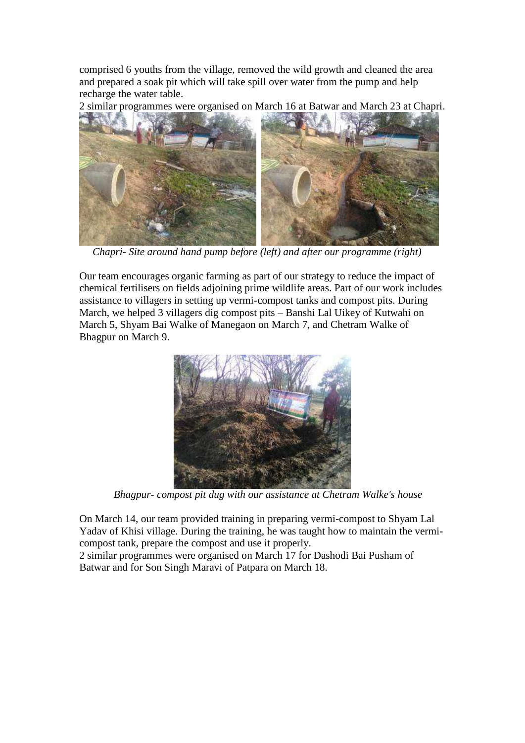comprised 6 youths from the village, removed the wild growth and cleaned the area and prepared a soak pit which will take spill over water from the pump and help recharge the water table.
2 similar programmes were organised on March 16 at Batwar and March 23 at Chapri.

*Chapri- Site around hand pump before (left) and after our programme (right)*

Our team encourages organic farming as part of our strategy to reduce the impact of chemical fertilisers on fields adjoining prime wildlife areas. Part of our work includes assistance to villagers in setting up vermi-compost tanks and compost pits. During March, we helped 3 villagers dig compost pits – Banshi Lal Uikey of Kutwahi on March 5, Shyam Bai Walke of Manegaon on March 7, and Chetram Walke of Bhagpur on March 9.

*Bhagpur- compost pit dug with our assistance at Chetram Walke's house*

On March 14, our team provided training in preparing vermi-compost to Shyam Lal Yadav of Khisi village. During the training, he was taught how to maintain the vermi-compost tank, prepare the compost and use it properly.
2 similar programmes were organised on March 17 for Dashodi Bai Pusham of Batwar and for Son Singh Maravi of Patpara on March 18.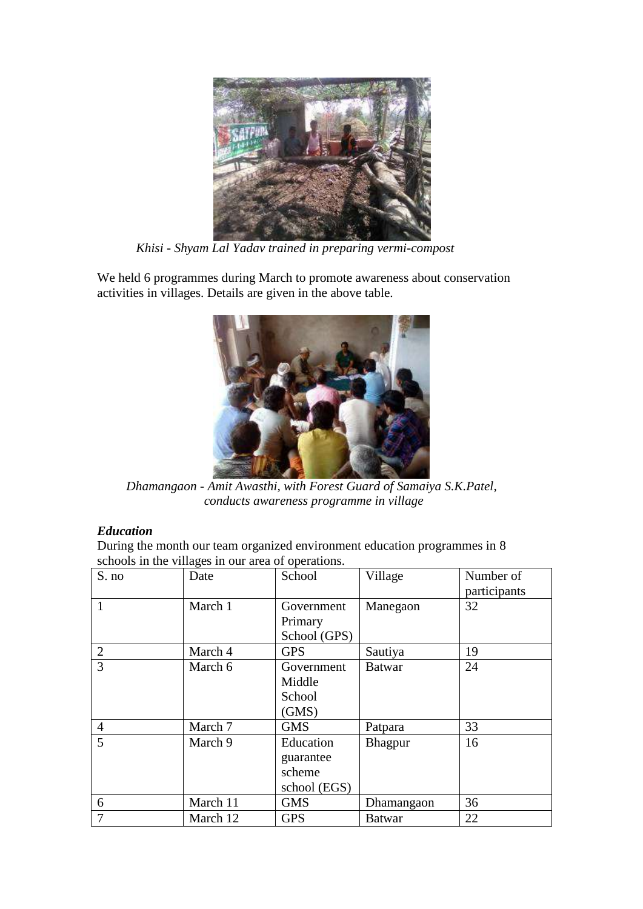*Khisi - Shyam Lal Yadav trained in preparing vermi-compost*

We held 6 programmes during March to promote awareness about conservation activities in villages. Details are given in the above table.

*Dhamangaon - Amit Awasthi, with Forest Guard of Samaiya S.K.Patel, conducts awareness programme in village*

***Education***

During the month our team organized environment education programmes in 8 schools in the villages in our area of operations.

| S. no | Date | School | Village | Number of participants |
|---|---|---|---|---|
| 1 | March 1 | Government Primary School (GPS) | Manegaon | 32 |
| 2 | March 4 | GPS | Sautiya | 19 |
| 3 | March 6 | Government Middle School (GMS) | Batwar | 24 |
| 4 | March 7 | GMS | Patpara | 33 |
| 5 | March 9 | Education guarantee scheme school (EGS) | Bhagpur | 16 |
| 6 | March 11 | GMS | Dhamangaon | 36 |
| 7 | March 12 | GPS | Batwar | 22 |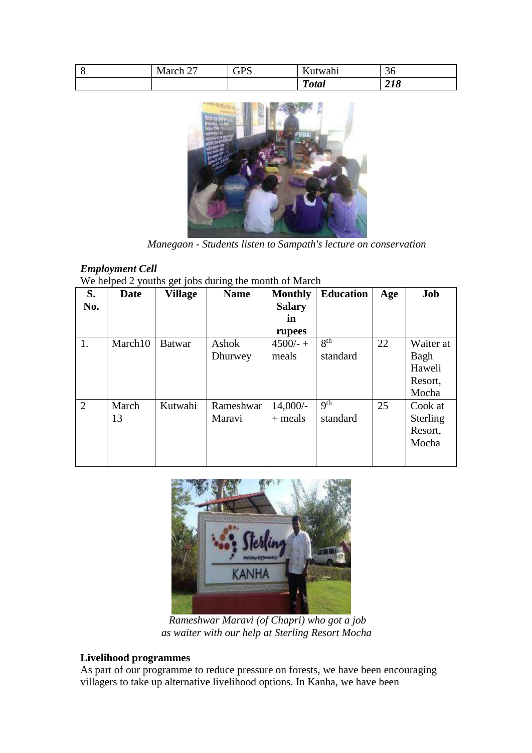| 8 | March 27 | GPS | Kutwahi | 36 |
|---|---|---|---|---|
| | | | ***Total*** | ***218*** |

*Manegaon - Students listen to Sampath's lecture on conservation*

***Employment Cell***

We helped 2 youths get jobs during the month of March

| S. No. | Date | Village | Name | Monthly Salary in rupees | Education | Age | Job |
|---|---|---|---|---|---|---|---|
| 1. | March10 | Batwar | Ashok Dhurwey | 4500/- + meals | 8th standard | 22 | Waiter at Bagh Haweli Resort, Mocha |
| 2 | March 13 | Kutwahi | Rameshwar Maravi | 14,000/- + meals | 9th standard | 25 | Cook at Sterling Resort, Mocha |

*Rameshwar Maravi (of Chapri) who got a job as waiter with our help at Sterling Resort Mocha*

**Livelihood programmes**

As part of our programme to reduce pressure on forests, we have been encouraging villagers to take up alternative livelihood options. In Kanha, we have been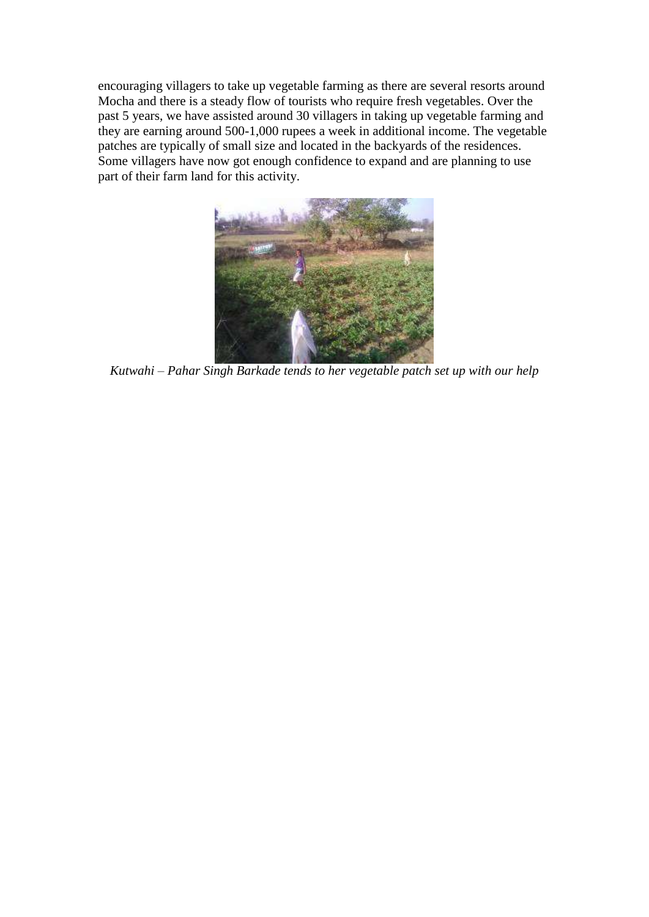encouraging villagers to take up vegetable farming as there are several resorts around Mocha and there is a steady flow of tourists who require fresh vegetables. Over the past 5 years, we have assisted around 30 villagers in taking up vegetable farming and they are earning around 500-1,000 rupees a week in additional income. The vegetable patches are typically of small size and located in the backyards of the residences. Some villagers have now got enough confidence to expand and are planning to use part of their farm land for this activity.

*Kutwahi – Pahar Singh Barkade tends to her vegetable patch set up with our help*